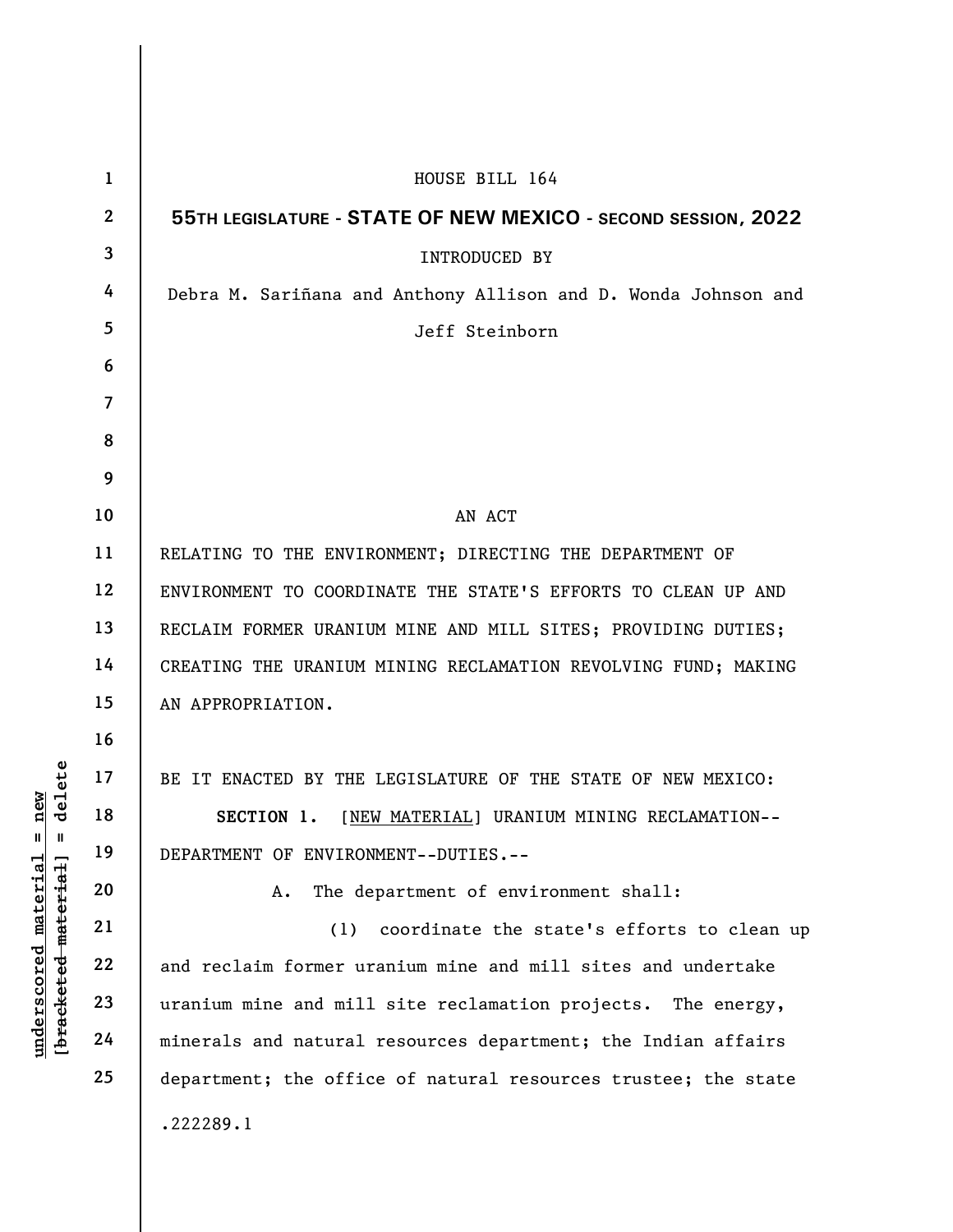HOUSE BILL 164

**55TH LEGISLATURE - STATE OF NEW MEXICO - SECOND SESSION, 2022**

INTRODUCED BY

Debra M. Sariñana and Anthony Allison and D. Wonda Johnson and Jeff Steinborn

AN ACT

RELATING TO THE ENVIRONMENT; DIRECTING THE DEPARTMENT OF ENVIRONMENT TO COORDINATE THE STATE'S EFFORTS TO CLEAN UP AND RECLAIM FORMER URANIUM MINE AND MILL SITES; PROVIDING DUTIES; CREATING THE URANIUM MINING RECLAMATION REVOLVING FUND; MAKING AN APPROPRIATION.

BE IT ENACTED BY THE LEGISLATURE OF THE STATE OF NEW MEXICO:

**SECTION 1.** [NEW MATERIAL] URANIUM MINING RECLAMATION--DEPARTMENT OF ENVIRONMENT--DUTIES.--

A. The department of environment shall:

(1) coordinate the state's efforts to clean up and reclaim former uranium mine and mill sites and undertake uranium mine and mill site reclamation projects. The energy, minerals and natural resources department; the Indian affairs department; the office of natural resources trustee; the state

.222289.1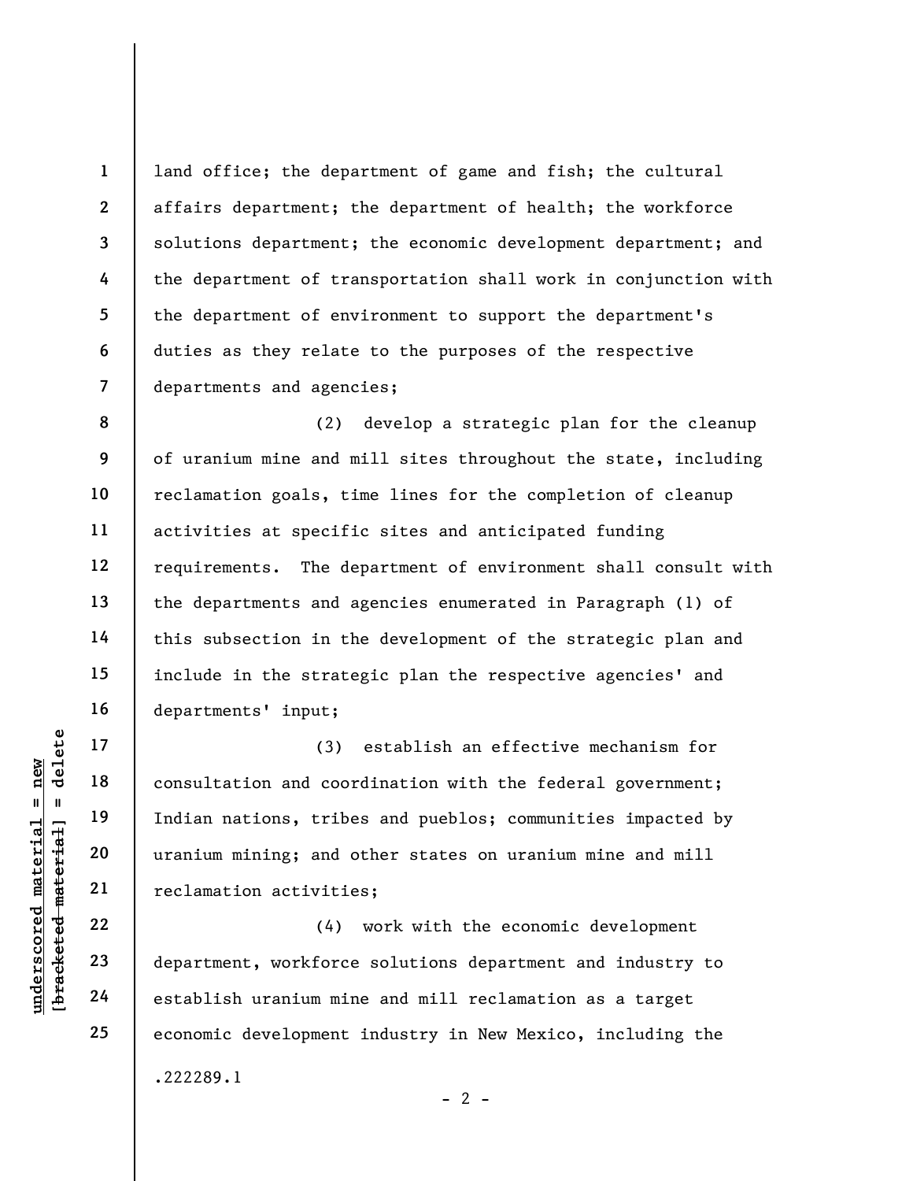land office; the department of game and fish; the cultural affairs department; the department of health; the workforce solutions department; the economic development department; and the department of transportation shall work in conjunction with the department of environment to support the department's duties as they relate to the purposes of the respective departments and agencies;

(2) develop a strategic plan for the cleanup of uranium mine and mill sites throughout the state, including reclamation goals, time lines for the completion of cleanup activities at specific sites and anticipated funding requirements. The department of environment shall consult with the departments and agencies enumerated in Paragraph (1) of this subsection in the development of the strategic plan and include in the strategic plan the respective agencies' and departments' input;

(3) establish an effective mechanism for consultation and coordination with the federal government; Indian nations, tribes and pueblos; communities impacted by uranium mining; and other states on uranium mine and mill reclamation activities;

(4) work with the economic development department, workforce solutions department and industry to establish uranium mine and mill reclamation as a target economic development industry in New Mexico, including the

.222289.1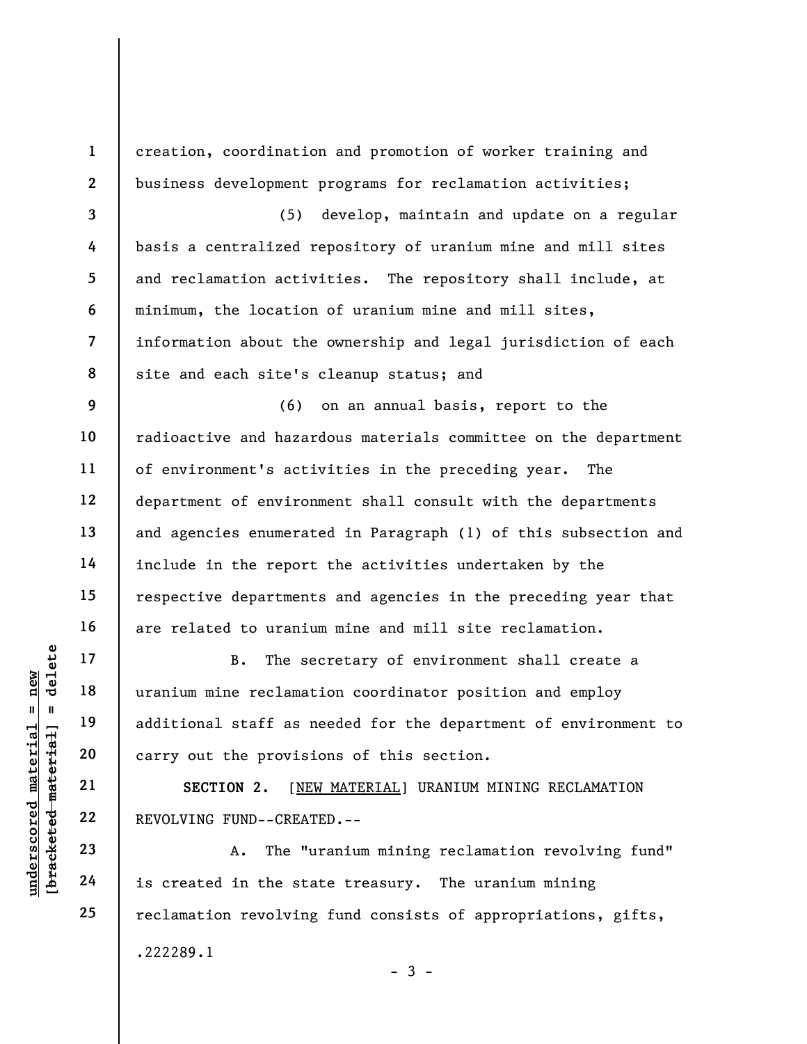creation, coordination and promotion of worker training and business development programs for reclamation activities;

(5) develop, maintain and update on a regular basis a centralized repository of uranium mine and mill sites and reclamation activities. The repository shall include, at minimum, the location of uranium mine and mill sites, information about the ownership and legal jurisdiction of each site and each site's cleanup status; and

(6) on an annual basis, report to the radioactive and hazardous materials committee on the department of environment's activities in the preceding year. The department of environment shall consult with the departments and agencies enumerated in Paragraph (1) of this subsection and include in the report the activities undertaken by the respective departments and agencies in the preceding year that are related to uranium mine and mill site reclamation.

B. The secretary of environment shall create a uranium mine reclamation coordinator position and employ additional staff as needed for the department of environment to carry out the provisions of this section.

**SECTION 2.** [NEW MATERIAL] URANIUM MINING RECLAMATION REVOLVING FUND--CREATED.--

A. The "uranium mining reclamation revolving fund" is created in the state treasury. The uranium mining reclamation revolving fund consists of appropriations, gifts,

.222289.1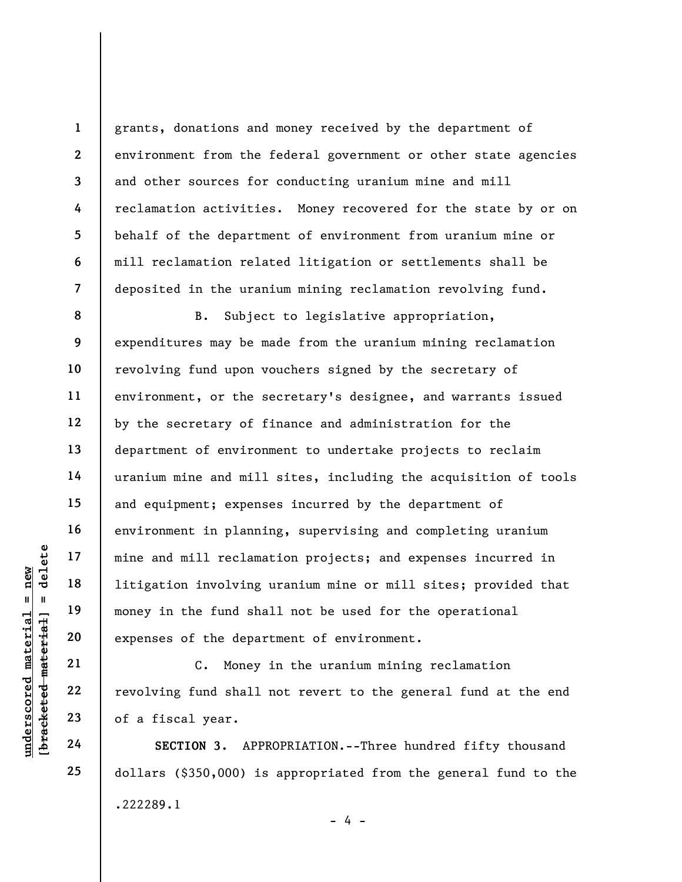grants, donations and money received by the department of environment from the federal government or other state agencies and other sources for conducting uranium mine and mill reclamation activities. Money recovered for the state by or on behalf of the department of environment from uranium mine or mill reclamation related litigation or settlements shall be deposited in the uranium mining reclamation revolving fund.

B. Subject to legislative appropriation, expenditures may be made from the uranium mining reclamation revolving fund upon vouchers signed by the secretary of environment, or the secretary's designee, and warrants issued by the secretary of finance and administration for the department of environment to undertake projects to reclaim uranium mine and mill sites, including the acquisition of tools and equipment; expenses incurred by the department of environment in planning, supervising and completing uranium mine and mill reclamation projects; and expenses incurred in litigation involving uranium mine or mill sites; provided that money in the fund shall not be used for the operational expenses of the department of environment.

C. Money in the uranium mining reclamation revolving fund shall not revert to the general fund at the end of a fiscal year.

**SECTION 3.** APPROPRIATION.--Three hundred fifty thousand dollars ($350,000) is appropriated from the general fund to the

.222289.1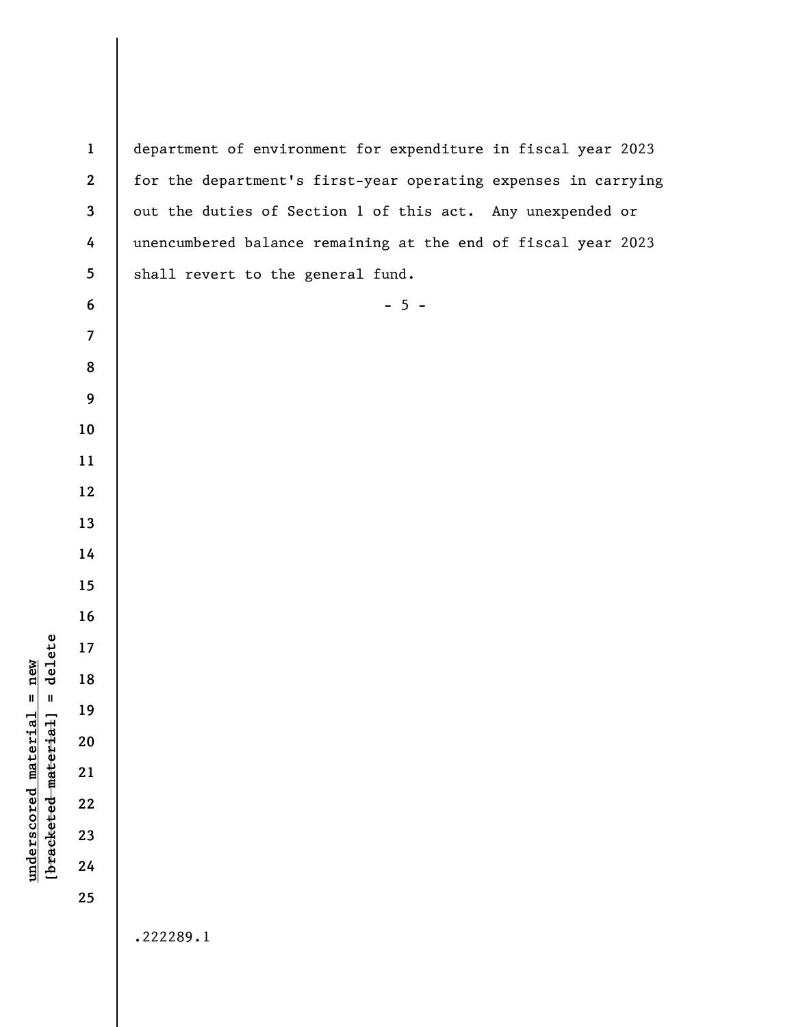department of environment for expenditure in fiscal year 2023 for the department's first-year operating expenses in carrying out the duties of Section 1 of this act. Any unexpended or unencumbered balance remaining at the end of fiscal year 2023 shall revert to the general fund.

\- 5 -

.222289.1